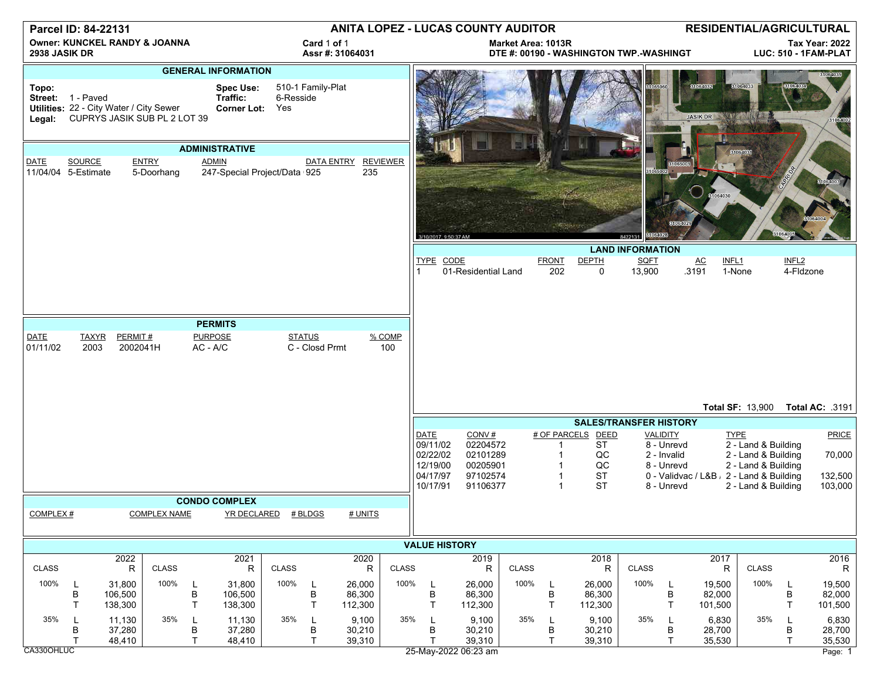# Parcel ID: 84-22131

**ANITA LOPEZ - LUCAS COUNTY AUDITOR**

**RESIDENTIAL/AGRICULTURAL**

**Owner: KUNCKEL RANDY & JOANNA**
**2938 JASIK DR**

Card 1 of 1
Assr #: 31064031

**Market Area: 1013R**
**DTE #: 00190 - WASHINGTON TWP.-WASHINGT**

**Tax Year: 2022**
**LUC: 510 - 1FAM-PLAT**

## GENERAL INFORMATION

**Topo:**
**Street:** 1 - Paved
**Utilities:** 22 - City Water / City Sewer
**Legal:** CUPRYS JASIK SUB PL 2 LOT 39

**Spec Use:** 510-1 Family-Plat
**Traffic:** 6-Resside
**Corner Lot:** Yes

## ADMINISTRATIVE

| DATE | SOURCE | ENTRY | ADMIN | DATA ENTRY | REVIEWER |
|---|---|---|---|---|---|
| 11/04/04 | 5-Estimate | 5-Doorhang | 247-Special Project/Data | 925 | 235 |

## PERMITS

| DATE | TAXYR | PERMIT # | PURPOSE | STATUS | % COMP |
|---|---|---|---|---|---|
| 01/11/02 | 2003 | 2002041H | AC - A/C | C - Closd Prmt | 100 |

## CONDO COMPLEX

| COMPLEX # | COMPLEX NAME | YR DECLARED | # BLDGS | # UNITS |
|---|---|---|---|---|

## LAND INFORMATION

| TYPE | CODE | FRONT | DEPTH | SQFT | AC | INFL1 | INFL2 |
|---|---|---|---|---|---|---|---|
| 1 | 01-Residential Land | 202 | 0 | 13,900 | .3191 | 1-None | 4-Fldzone |

**Total SF:** 13,900 **Total AC:** .3191

## SALES/TRANSFER HISTORY

| DATE | CONV # | # OF PARCELS | DEED | VALIDITY | TYPE | PRICE |
|---|---|---|---|---|---|---|
| 09/11/02 | 02204572 | 1 | ST | 8 - Unrevd | 2 - Land & Building | |
| 02/22/02 | 02101289 | 1 | QC | 2 - Invalid | 2 - Land & Building | 70,000 |
| 12/19/00 | 00205901 | 1 | QC | 8 - Unrevd | 2 - Land & Building | |
| 04/17/97 | 97102574 | 1 | ST | 0 - Validvac / L&B | 2 - Land & Building | 132,500 |
| 10/17/91 | 91106377 | 1 | ST | 8 - Unrevd | 2 - Land & Building | 103,000 |

## VALUE HISTORY

| CLASS | | 2022 R | CLASS | | 2021 R | CLASS | | 2020 R | CLASS | | 2019 R | CLASS | | 2018 R | CLASS | | 2017 R | CLASS | | 2016 R |
|---|---|---|---|---|---|---|---|---|---|---|---|---|---|---|---|---|---|---|---|---|
| 100% | L | 31,800 | 100% | L | 31,800 | 100% | L | 26,000 | 100% | L | 26,000 | 100% | L | 26,000 | 100% | L | 19,500 | 100% | L | 19,500 |
| | B | 106,500 | | B | 106,500 | | B | 86,300 | | B | 86,300 | | B | 86,300 | | B | 82,000 | | B | 82,000 |
| | T | 138,300 | | T | 138,300 | | T | 112,300 | | T | 112,300 | | T | 112,300 | | T | 101,500 | | T | 101,500 |
| 35% | L | 11,130 | 35% | L | 11,130 | 35% | L | 9,100 | 35% | L | 9,100 | 35% | L | 9,100 | 35% | L | 6,830 | 35% | L | 6,830 |
| | B | 37,280 | | B | 37,280 | | B | 30,210 | | B | 30,210 | | B | 30,210 | | B | 28,700 | | B | 28,700 |
| | T | 48,410 | | T | 48,410 | | T | 39,310 | | T | 39,310 | | T | 39,310 | | T | 35,530 | | T | 35,530 |

CA330OHLUC 25-May-2022 06:23 am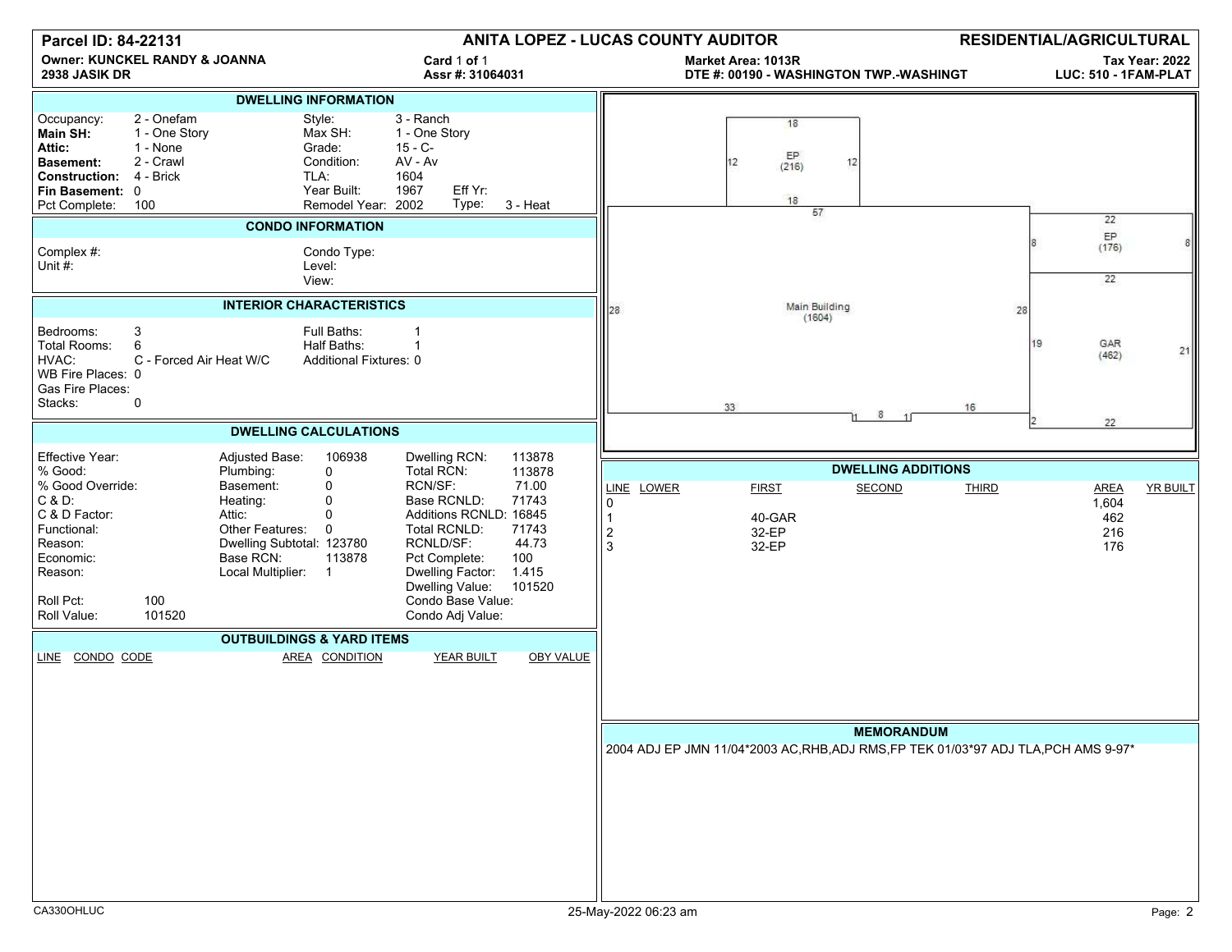**Parcel ID: 84-22131** | **ANITA LOPEZ - LUCAS COUNTY AUDITOR** | **RESIDENTIAL/AGRICULTURAL**

**Owner: KUNCKEL RANDY & JOANNA**
**2938 JASIK DR**

Card 1 of 1
Assr #: 31064031

Market Area: 1013R
DTE #: 00190 - WASHINGTON TWP.-WASHINGT

Tax Year: 2022
LUC: 510 - 1FAM-PLAT

## DWELLING INFORMATION

| | | | |
|---|---|---|---|
| Occupancy: | 2 - Onefam | Style: | 3 - Ranch |
| **Main SH:** | 1 - One Story | Max SH: | 1 - One Story |
| **Attic:** | 1 - None | Grade: | 15 - C- |
| **Basement:** | 2 - Crawl | Condition: | AV - Av |
| **Construction:** | 4 - Brick | TLA: | 1604 |
| **Fin Basement:** | 0 | Year Built: | 1967 Eff Yr: |
| Pct Complete: | 100 | Remodel Year: | 2002 Type: 3 - Heat |

## CONDO INFORMATION

| | | | |
|---|---|---|---|
| Complex #: | | Condo Type: | |
| Unit #: | | Level: | |
| | | View: | |

## INTERIOR CHARACTERISTICS

| | | | |
|---|---|---|---|
| Bedrooms: | 3 | Full Baths: | 1 |
| Total Rooms: | 6 | Half Baths: | 1 |
| HVAC: | C - Forced Air Heat W/C | Additional Fixtures: | 0 |
| WB Fire Places: | 0 | | |
| Gas Fire Places: | | | |
| Stacks: | 0 | | |

## DWELLING CALCULATIONS

| | | | | | |
|---|---|---|---|---|---|
| Effective Year: | | Adjusted Base: | 106938 | Dwelling RCN: | 113878 |
| % Good: | | Plumbing: | 0 | Total RCN: | 113878 |
| % Good Override: | | Basement: | 0 | RCN/SF: | 71.00 |
| C & D: | | Heating: | 0 | Base RCNLD: | 71743 |
| C & D Factor: | | Attic: | 0 | Additions RCNLD: | 16845 |
| Functional: | | Other Features: | 0 | Total RCNLD: | 71743 |
| Reason: | | Dwelling Subtotal: | 123780 | RCNLD/SF: | 44.73 |
| Economic: | | Base RCN: | 113878 | Pct Complete: | 100 |
| Reason: | | Local Multiplier: | 1 | Dwelling Factor: | 1.415 |
| | | | | Dwelling Value: | 101520 |
| Roll Pct: | 100 | | | Condo Base Value: | |
| Roll Value: | 101520 | | | Condo Adj Value: | |

## OUTBUILDINGS & YARD ITEMS

| LINE | CONDO | CODE | AREA | CONDITION | YEAR BUILT | OBY VALUE |
|---|---|---|---|---|---|---|

Sketch: EP (216) 18 x 12; Main Building (1604) 57 x 28 (33, 1, 8, 1, 16); EP (176) 22 x 8; GAR (462) 22 x 21 (19, 2)

## DWELLING ADDITIONS

| LINE | LOWER | FIRST | SECOND | THIRD | AREA | YR BUILT |
|---|---|---|---|---|---|---|
| 0 | | | | | 1,604 | |
| 1 | | 40-GAR | | | 462 | |
| 2 | | 32-EP | | | 216 | |
| 3 | | 32-EP | | | 176 | |

## MEMORANDUM

2004 ADJ EP JMN 11/04*2003 AC,RHB,ADJ RMS,FP TEK 01/03*97 ADJ TLA,PCH AMS 9-97*

CA330OHLUC 25-May-2022 06:23 am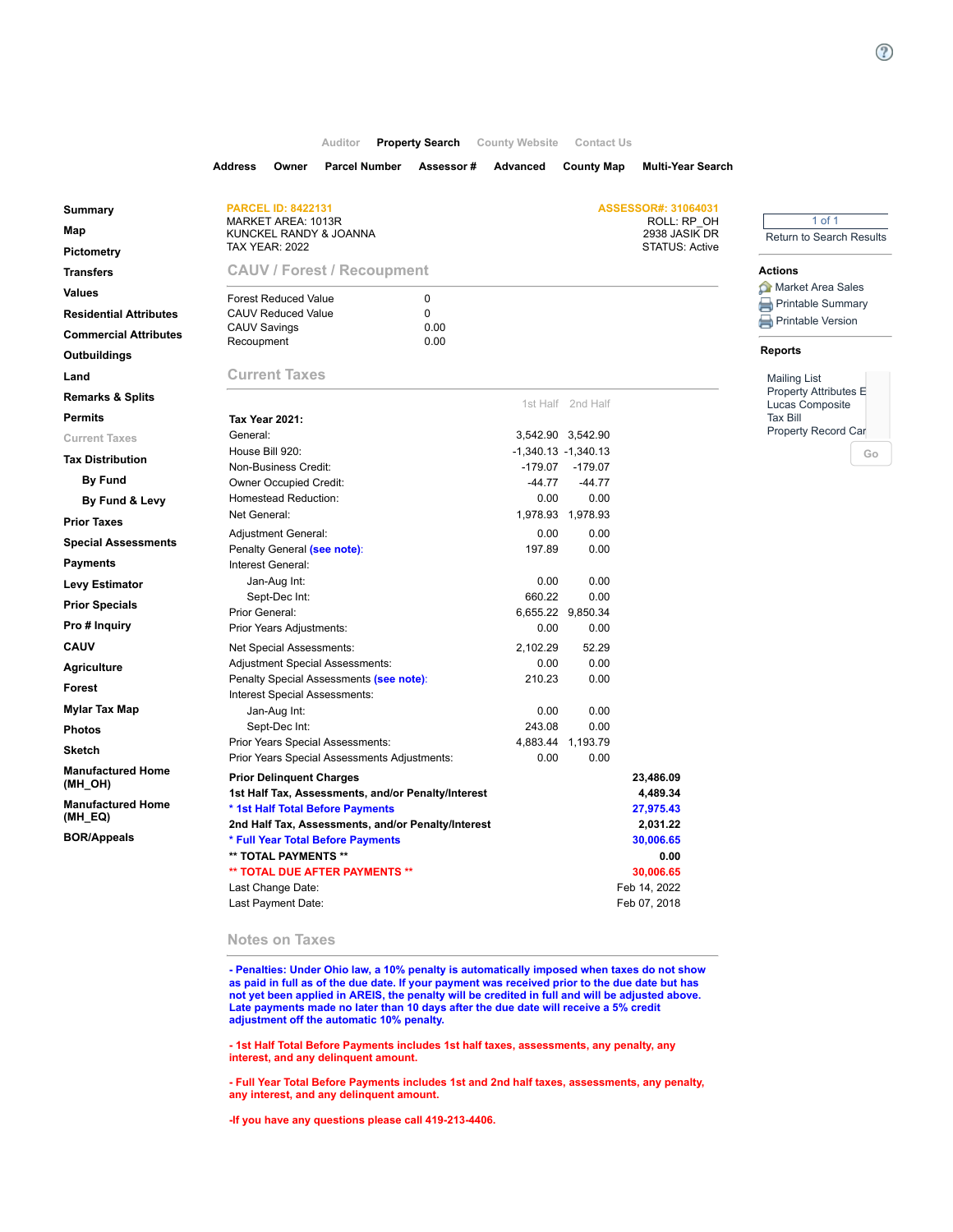Auditor | **Property Search** | County Website | Contact Us

**Address** | **Owner** | **Parcel Number** | **Assessor #** | **Advanced** | **County Map** | **Multi-Year Search**

- **Summary**
- **Map**
- **Pictometry**
- **Transfers**
- **Values**
- **Residential Attributes**
- **Commercial Attributes**
- **Outbuildings**
- **Land**
- **Remarks & Splits**
- **Permits**
- Current Taxes
- **Tax Distribution**
  - **By Fund**
  - **By Fund & Levy**
- **Prior Taxes**
- **Special Assessments**
- **Payments**
- **Levy Estimator**
- **Prior Specials**
- **Pro # Inquiry**
- **CAUV**
- **Agriculture**
- **Forest**
- **Mylar Tax Map**
- **Photos**
- **Sketch**
- **Manufactured Home (MH_OH)**
- **Manufactured Home (MH_EQ)**
- **BOR/Appeals**

PARCEL ID: 8422131
MARKET AREA: 1013R
KUNCKEL RANDY & JOANNA
TAX YEAR: 2022

ASSESSOR#: 31064031
ROLL: RP_OH
2938 JASIK DR
STATUS: Active

1 of 1
Return to Search Results

**Actions**
- Market Area Sales
- Printable Summary
- Printable Version

**Reports**
- Mailing List
- Property Attributes E
- Lucas Composite
- Tax Bill
- Property Record Car

Go

## CAUV / Forest / Recoupment

| | |
|---|---|
| Forest Reduced Value | 0 |
| CAUV Reduced Value | 0 |
| CAUV Savings | 0.00 |
| Recoupment | 0.00 |

## Current Taxes

| | 1st Half | 2nd Half |
|---|---|---|
| **Tax Year 2021:** | | |
| General: | 3,542.90 | 3,542.90 |
| House Bill 920: | -1,340.13 | -1,340.13 |
| Non-Business Credit: | -179.07 | -179.07 |
| Owner Occupied Credit: | -44.77 | -44.77 |
| Homestead Reduction: | 0.00 | 0.00 |
| Net General: | 1,978.93 | 1,978.93 |
| Adjustment General: | 0.00 | 0.00 |
| Penalty General (see note): | 197.89 | 0.00 |
| Interest General: | | |
| Jan-Aug Int: | 0.00 | 0.00 |
| Sept-Dec Int: | 660.22 | 0.00 |
| Prior General: | 6,655.22 | 9,850.34 |
| Prior Years Adjustments: | 0.00 | 0.00 |
| Net Special Assessments: | 2,102.29 | 52.29 |
| Adjustment Special Assessments: | 0.00 | 0.00 |
| Penalty Special Assessments (see note): | 210.23 | 0.00 |
| Interest Special Assessments: | | |
| Jan-Aug Int: | 0.00 | 0.00 |
| Sept-Dec Int: | 243.08 | 0.00 |
| Prior Years Special Assessments: | 4,883.44 | 1,193.79 |
| Prior Years Special Assessments Adjustments: | 0.00 | 0.00 |

| | |
|---|---|
| **Prior Delinquent Charges** | **23,486.09** |
| **1st Half Tax, Assessments, and/or Penalty/Interest** | **4,489.34** |
| **\* 1st Half Total Before Payments** | **27,975.43** |
| **2nd Half Tax, Assessments, and/or Penalty/Interest** | **2,031.22** |
| **\* Full Year Total Before Payments** | **30,006.65** |
| **\*\* TOTAL PAYMENTS \*\*** | **0.00** |
| **\*\* TOTAL DUE AFTER PAYMENTS \*\*** | **30,006.65** |
| Last Change Date: | Feb 14, 2022 |
| Last Payment Date: | Feb 07, 2018 |

## Notes on Taxes

**- Penalties: Under Ohio law, a 10% penalty is automatically imposed when taxes do not show as paid in full as of the due date. If your payment was received prior to the due date but has not yet been applied in AREIS, the penalty will be credited in full and will be adjusted above. Late payments made no later than 10 days after the due date will receive a 5% credit adjustment off the automatic 10% penalty.**

**- 1st Half Total Before Payments includes 1st half taxes, assessments, any penalty, any interest, and any delinquent amount.**

**- Full Year Total Before Payments includes 1st and 2nd half taxes, assessments, any penalty, any interest, and any delinquent amount.**

**-If you have any questions please call 419-213-4406.**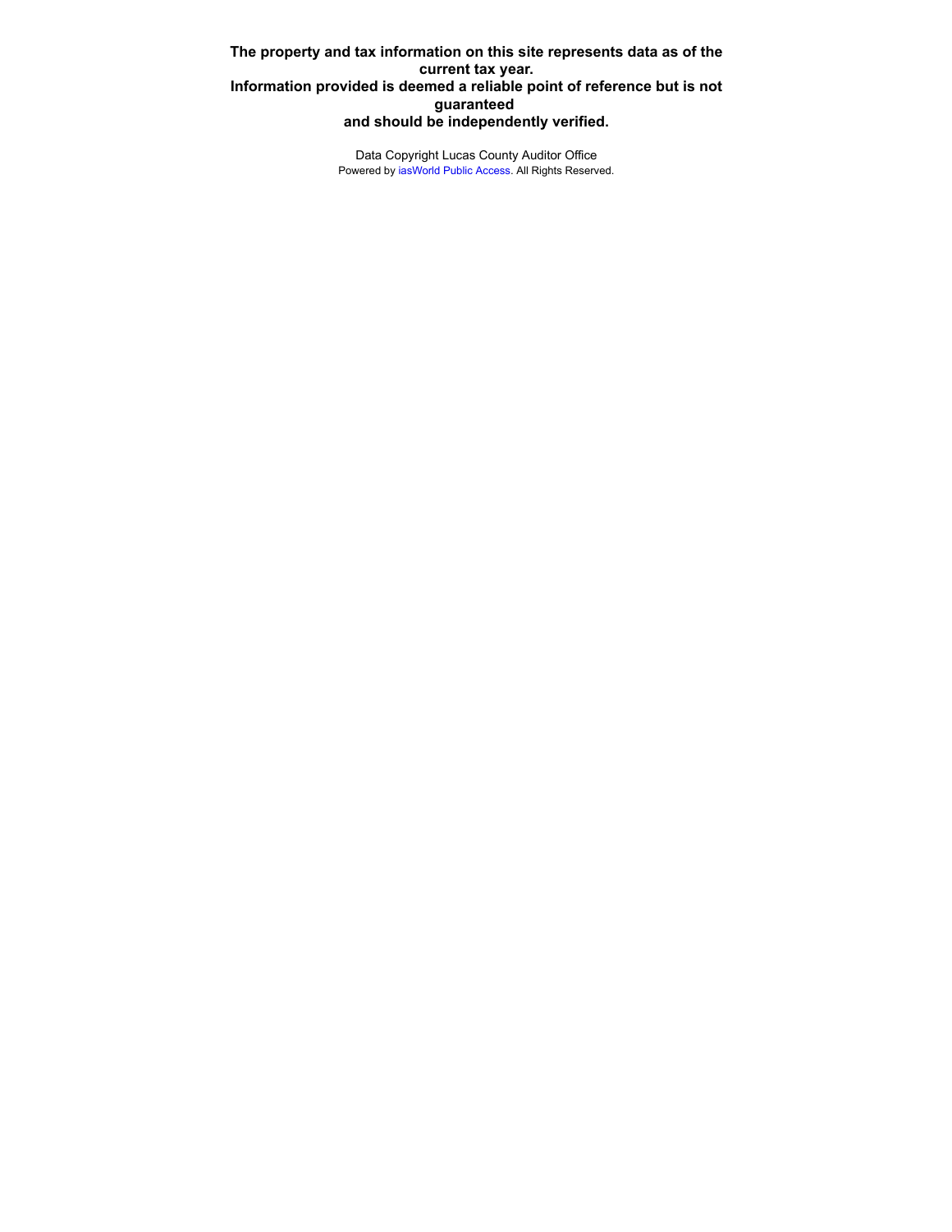**The property and tax information on this site represents data as of the current tax year.**
**Information provided is deemed a reliable point of reference but is not guaranteed**
**and should be independently verified.**

Data Copyright Lucas County Auditor Office
Powered by iasWorld Public Access. All Rights Reserved.